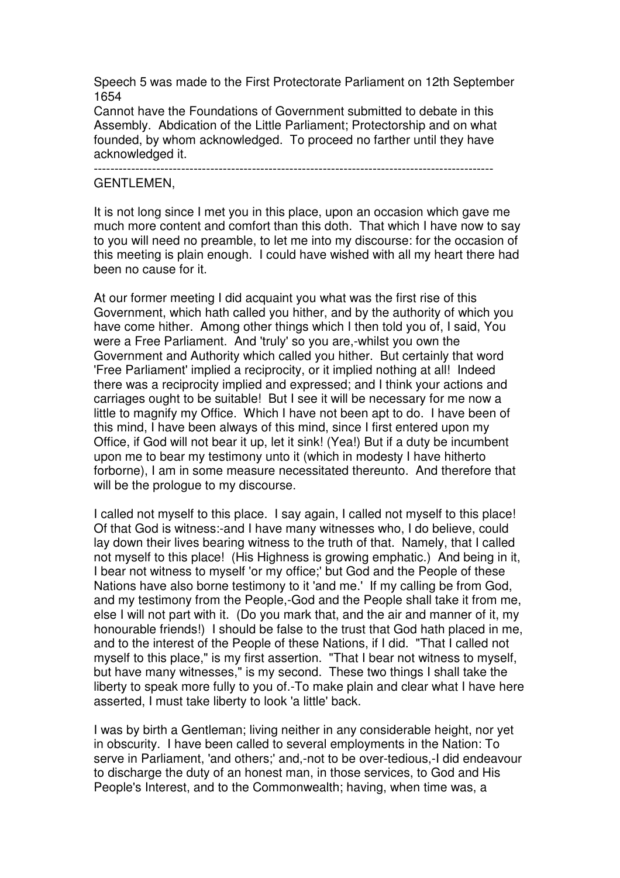Speech 5 was made to the First Protectorate Parliament on 12th September 1654

Cannot have the Foundations of Government submitted to debate in this Assembly. Abdication of the Little Parliament; Protectorship and on what founded, by whom acknowledged. To proceed no farther until they have acknowledged it.

---

GENTLEMEN,

It is not long since I met you in this place, upon an occasion which gave me much more content and comfort than this doth. That which I have now to say to you will need no preamble, to let me into my discourse: for the occasion of this meeting is plain enough. I could have wished with all my heart there had been no cause for it.

At our former meeting I did acquaint you what was the first rise of this Government, which hath called you hither, and by the authority of which you have come hither. Among other things which I then told you of, I said, You were a Free Parliament. And 'truly' so you are,-whilst you own the Government and Authority which called you hither. But certainly that word 'Free Parliament' implied a reciprocity, or it implied nothing at all! Indeed there was a reciprocity implied and expressed; and I think your actions and carriages ought to be suitable! But I see it will be necessary for me now a little to magnify my Office. Which I have not been apt to do. I have been of this mind, I have been always of this mind, since I first entered upon my Office, if God will not bear it up, let it sink! (Yea!) But if a duty be incumbent upon me to bear my testimony unto it (which in modesty I have hitherto forborne), I am in some measure necessitated thereunto. And therefore that will be the prologue to my discourse.

I called not myself to this place. I say again, I called not myself to this place! Of that God is witness:-and I have many witnesses who, I do believe, could lay down their lives bearing witness to the truth of that. Namely, that I called not myself to this place! (His Highness is growing emphatic.) And being in it, I bear not witness to myself 'or my office;' but God and the People of these Nations have also borne testimony to it 'and me.' If my calling be from God, and my testimony from the People,-God and the People shall take it from me, else I will not part with it. (Do you mark that, and the air and manner of it, my honourable friends!) I should be false to the trust that God hath placed in me, and to the interest of the People of these Nations, if I did. "That I called not myself to this place," is my first assertion. "That I bear not witness to myself, but have many witnesses," is my second. These two things I shall take the liberty to speak more fully to you of.-To make plain and clear what I have here asserted, I must take liberty to look 'a little' back.

I was by birth a Gentleman; living neither in any considerable height, nor yet in obscurity. I have been called to several employments in the Nation: To serve in Parliament, 'and others;' and,-not to be over-tedious,-I did endeavour to discharge the duty of an honest man, in those services, to God and His People's Interest, and to the Commonwealth; having, when time was, a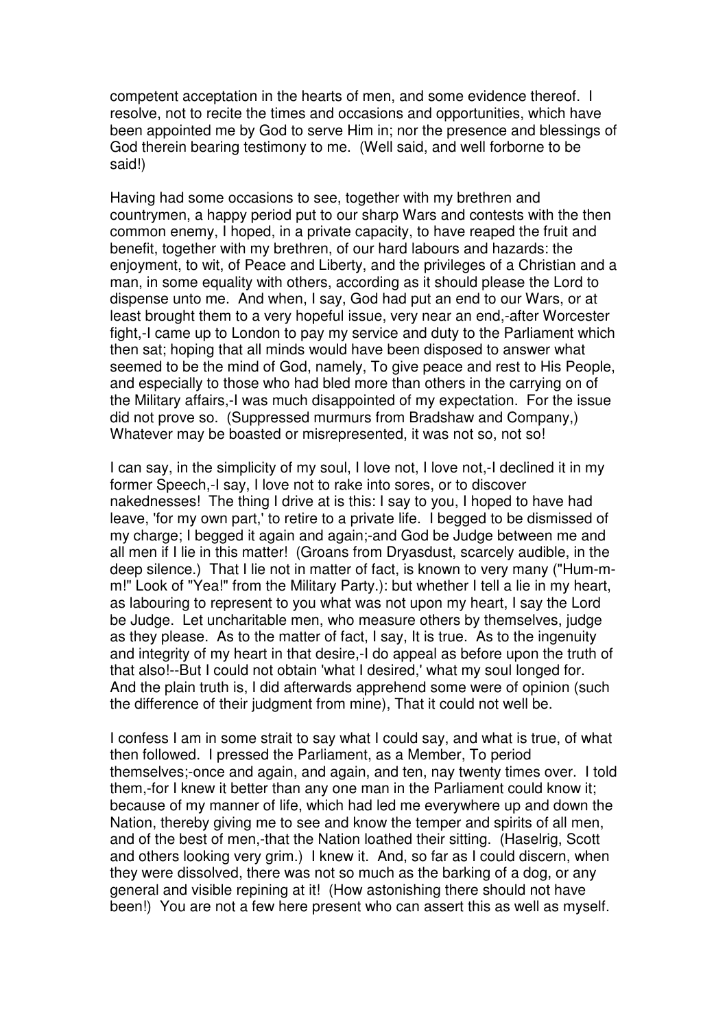competent acceptation in the hearts of men, and some evidence thereof. I resolve, not to recite the times and occasions and opportunities, which have been appointed me by God to serve Him in; nor the presence and blessings of God therein bearing testimony to me. (Well said, and well forborne to be said!)

Having had some occasions to see, together with my brethren and countrymen, a happy period put to our sharp Wars and contests with the then common enemy, I hoped, in a private capacity, to have reaped the fruit and benefit, together with my brethren, of our hard labours and hazards: the enjoyment, to wit, of Peace and Liberty, and the privileges of a Christian and a man, in some equality with others, according as it should please the Lord to dispense unto me. And when, I say, God had put an end to our Wars, or at least brought them to a very hopeful issue, very near an end,-after Worcester fight,-I came up to London to pay my service and duty to the Parliament which then sat; hoping that all minds would have been disposed to answer what seemed to be the mind of God, namely, To give peace and rest to His People, and especially to those who had bled more than others in the carrying on of the Military affairs,-I was much disappointed of my expectation. For the issue did not prove so. (Suppressed murmurs from Bradshaw and Company,) Whatever may be boasted or misrepresented, it was not so, not so!

I can say, in the simplicity of my soul, I love not, I love not,-I declined it in my former Speech,-I say, I love not to rake into sores, or to discover nakednesses! The thing I drive at is this: I say to you, I hoped to have had leave, 'for my own part,' to retire to a private life. I begged to be dismissed of my charge; I begged it again and again;-and God be Judge between me and all men if I lie in this matter! (Groans from Dryasdust, scarcely audible, in the deep silence.) That I lie not in matter of fact, is known to very many ("Hum-m-m!" Look of "Yea!" from the Military Party.): but whether I tell a lie in my heart, as labouring to represent to you what was not upon my heart, I say the Lord be Judge. Let uncharitable men, who measure others by themselves, judge as they please. As to the matter of fact, I say, It is true. As to the ingenuity and integrity of my heart in that desire,-I do appeal as before upon the truth of that also!--But I could not obtain 'what I desired,' what my soul longed for. And the plain truth is, I did afterwards apprehend some were of opinion (such the difference of their judgment from mine), That it could not well be.

I confess I am in some strait to say what I could say, and what is true, of what then followed. I pressed the Parliament, as a Member, To period themselves;-once and again, and again, and ten, nay twenty times over. I told them,-for I knew it better than any one man in the Parliament could know it; because of my manner of life, which had led me everywhere up and down the Nation, thereby giving me to see and know the temper and spirits of all men, and of the best of men,-that the Nation loathed their sitting. (Haselrig, Scott and others looking very grim.) I knew it. And, so far as I could discern, when they were dissolved, there was not so much as the barking of a dog, or any general and visible repining at it! (How astonishing there should not have been!) You are not a few here present who can assert this as well as myself.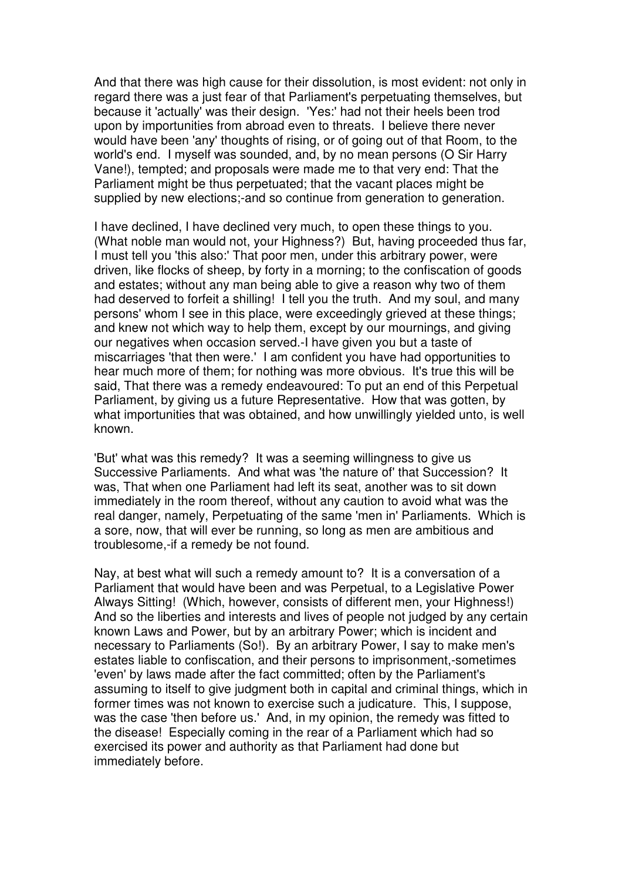And that there was high cause for their dissolution, is most evident: not only in regard there was a just fear of that Parliament's perpetuating themselves, but because it 'actually' was their design. 'Yes:' had not their heels been trod upon by importunities from abroad even to threats. I believe there never would have been 'any' thoughts of rising, or of going out of that Room, to the world's end. I myself was sounded, and, by no mean persons (O Sir Harry Vane!), tempted; and proposals were made me to that very end: That the Parliament might be thus perpetuated; that the vacant places might be supplied by new elections;-and so continue from generation to generation.

I have declined, I have declined very much, to open these things to you. (What noble man would not, your Highness?) But, having proceeded thus far, I must tell you 'this also:' That poor men, under this arbitrary power, were driven, like flocks of sheep, by forty in a morning; to the confiscation of goods and estates; without any man being able to give a reason why two of them had deserved to forfeit a shilling! I tell you the truth. And my soul, and many persons' whom I see in this place, were exceedingly grieved at these things; and knew not which way to help them, except by our mournings, and giving our negatives when occasion served.-I have given you but a taste of miscarriages 'that then were.' I am confident you have had opportunities to hear much more of them; for nothing was more obvious. It's true this will be said, That there was a remedy endeavoured: To put an end of this Perpetual Parliament, by giving us a future Representative. How that was gotten, by what importunities that was obtained, and how unwillingly yielded unto, is well known.

'But' what was this remedy? It was a seeming willingness to give us Successive Parliaments. And what was 'the nature of' that Succession? It was, That when one Parliament had left its seat, another was to sit down immediately in the room thereof, without any caution to avoid what was the real danger, namely, Perpetuating of the same 'men in' Parliaments. Which is a sore, now, that will ever be running, so long as men are ambitious and troublesome,-if a remedy be not found.

Nay, at best what will such a remedy amount to? It is a conversation of a Parliament that would have been and was Perpetual, to a Legislative Power Always Sitting! (Which, however, consists of different men, your Highness!) And so the liberties and interests and lives of people not judged by any certain known Laws and Power, but by an arbitrary Power; which is incident and necessary to Parliaments (So!). By an arbitrary Power, I say to make men's estates liable to confiscation, and their persons to imprisonment,-sometimes 'even' by laws made after the fact committed; often by the Parliament's assuming to itself to give judgment both in capital and criminal things, which in former times was not known to exercise such a judicature. This, I suppose, was the case 'then before us.' And, in my opinion, the remedy was fitted to the disease! Especially coming in the rear of a Parliament which had so exercised its power and authority as that Parliament had done but immediately before.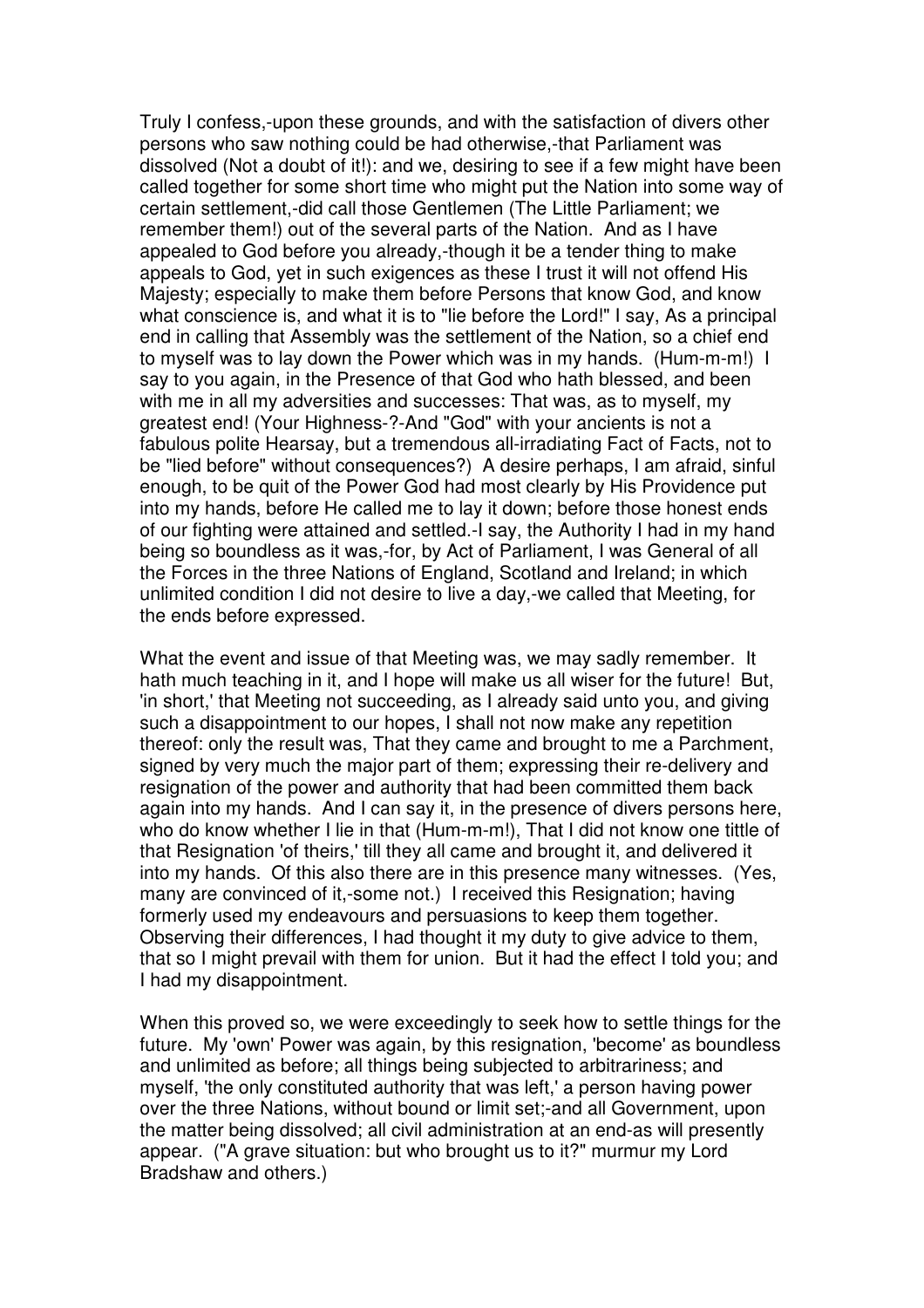Truly I confess,-upon these grounds, and with the satisfaction of divers other persons who saw nothing could be had otherwise,-that Parliament was dissolved (Not a doubt of it!): and we, desiring to see if a few might have been called together for some short time who might put the Nation into some way of certain settlement,-did call those Gentlemen (The Little Parliament; we remember them!) out of the several parts of the Nation. And as I have appealed to God before you already,-though it be a tender thing to make appeals to God, yet in such exigences as these I trust it will not offend His Majesty; especially to make them before Persons that know God, and know what conscience is, and what it is to "lie before the Lord!" I say, As a principal end in calling that Assembly was the settlement of the Nation, so a chief end to myself was to lay down the Power which was in my hands. (Hum-m-m!) I say to you again, in the Presence of that God who hath blessed, and been with me in all my adversities and successes: That was, as to myself, my greatest end! (Your Highness-?-And "God" with your ancients is not a fabulous polite Hearsay, but a tremendous all-irradiating Fact of Facts, not to be "lied before" without consequences?) A desire perhaps, I am afraid, sinful enough, to be quit of the Power God had most clearly by His Providence put into my hands, before He called me to lay it down; before those honest ends of our fighting were attained and settled.-I say, the Authority I had in my hand being so boundless as it was,-for, by Act of Parliament, I was General of all the Forces in the three Nations of England, Scotland and Ireland; in which unlimited condition I did not desire to live a day,-we called that Meeting, for the ends before expressed.

What the event and issue of that Meeting was, we may sadly remember. It hath much teaching in it, and I hope will make us all wiser for the future! But, 'in short,' that Meeting not succeeding, as I already said unto you, and giving such a disappointment to our hopes, I shall not now make any repetition thereof: only the result was, That they came and brought to me a Parchment, signed by very much the major part of them; expressing their re-delivery and resignation of the power and authority that had been committed them back again into my hands. And I can say it, in the presence of divers persons here, who do know whether I lie in that (Hum-m-m!), That I did not know one tittle of that Resignation 'of theirs,' till they all came and brought it, and delivered it into my hands. Of this also there are in this presence many witnesses. (Yes, many are convinced of it,-some not.) I received this Resignation; having formerly used my endeavours and persuasions to keep them together. Observing their differences, I had thought it my duty to give advice to them, that so I might prevail with them for union. But it had the effect I told you; and I had my disappointment.

When this proved so, we were exceedingly to seek how to settle things for the future. My 'own' Power was again, by this resignation, 'become' as boundless and unlimited as before; all things being subjected to arbitrariness; and myself, 'the only constituted authority that was left,' a person having power over the three Nations, without bound or limit set;-and all Government, upon the matter being dissolved; all civil administration at an end-as will presently appear. ("A grave situation: but who brought us to it?" murmur my Lord Bradshaw and others.)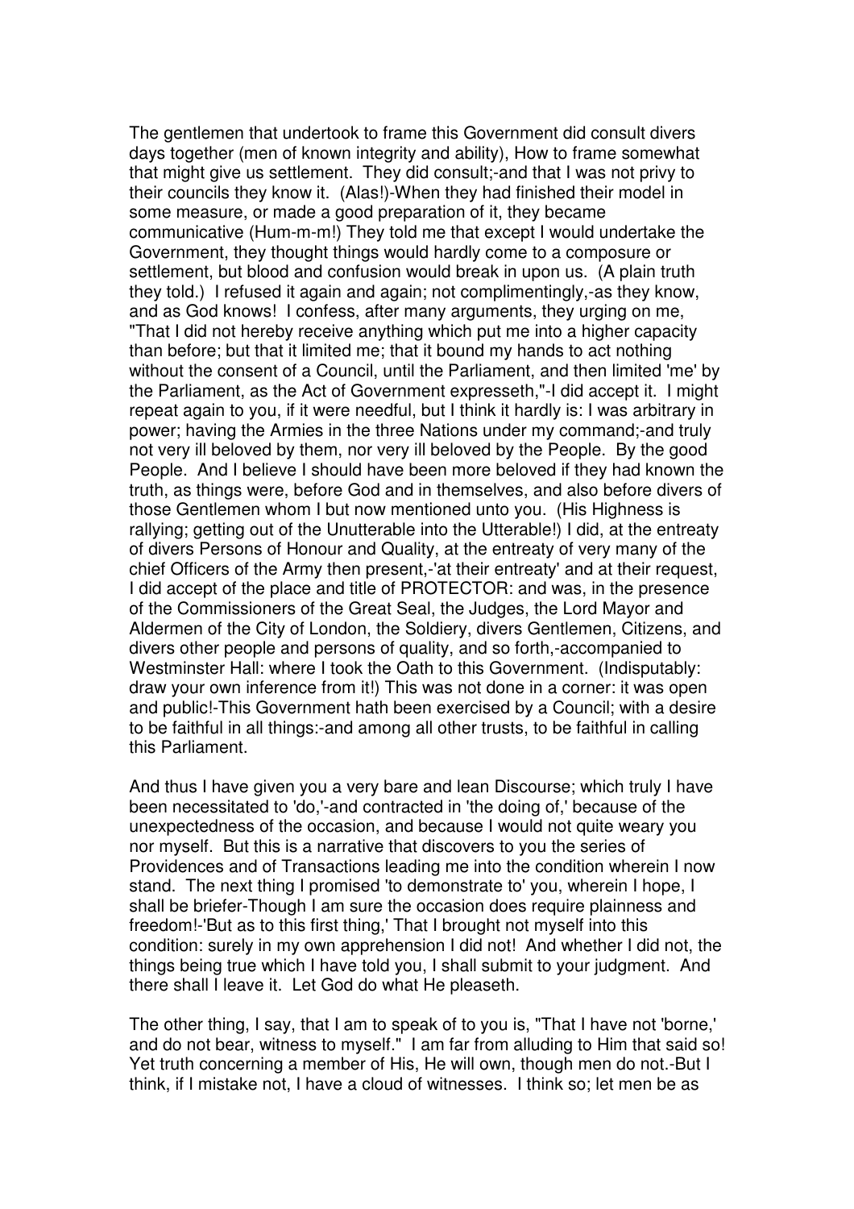The gentlemen that undertook to frame this Government did consult divers days together (men of known integrity and ability), How to frame somewhat that might give us settlement. They did consult;-and that I was not privy to their councils they know it. (Alas!)-When they had finished their model in some measure, or made a good preparation of it, they became communicative (Hum-m-m!) They told me that except I would undertake the Government, they thought things would hardly come to a composure or settlement, but blood and confusion would break in upon us. (A plain truth they told.) I refused it again and again; not complimentingly,-as they know, and as God knows! I confess, after many arguments, they urging on me, "That I did not hereby receive anything which put me into a higher capacity than before; but that it limited me; that it bound my hands to act nothing without the consent of a Council, until the Parliament, and then limited 'me' by the Parliament, as the Act of Government expresseth,"-I did accept it. I might repeat again to you, if it were needful, but I think it hardly is: I was arbitrary in power; having the Armies in the three Nations under my command;-and truly not very ill beloved by them, nor very ill beloved by the People. By the good People. And I believe I should have been more beloved if they had known the truth, as things were, before God and in themselves, and also before divers of those Gentlemen whom I but now mentioned unto you. (His Highness is rallying; getting out of the Unutterable into the Utterable!) I did, at the entreaty of divers Persons of Honour and Quality, at the entreaty of very many of the chief Officers of the Army then present,-'at their entreaty' and at their request, I did accept of the place and title of PROTECTOR: and was, in the presence of the Commissioners of the Great Seal, the Judges, the Lord Mayor and Aldermen of the City of London, the Soldiery, divers Gentlemen, Citizens, and divers other people and persons of quality, and so forth,-accompanied to Westminster Hall: where I took the Oath to this Government. (Indisputably: draw your own inference from it!) This was not done in a corner: it was open and public!-This Government hath been exercised by a Council; with a desire to be faithful in all things:-and among all other trusts, to be faithful in calling this Parliament.

And thus I have given you a very bare and lean Discourse; which truly I have been necessitated to 'do,'-and contracted in 'the doing of,' because of the unexpectedness of the occasion, and because I would not quite weary you nor myself. But this is a narrative that discovers to you the series of Providences and of Transactions leading me into the condition wherein I now stand. The next thing I promised 'to demonstrate to' you, wherein I hope, I shall be briefer-Though I am sure the occasion does require plainness and freedom!-'But as to this first thing,' That I brought not myself into this condition: surely in my own apprehension I did not! And whether I did not, the things being true which I have told you, I shall submit to your judgment. And there shall I leave it. Let God do what He pleaseth.

The other thing, I say, that I am to speak of to you is, "That I have not 'borne,' and do not bear, witness to myself." I am far from alluding to Him that said so! Yet truth concerning a member of His, He will own, though men do not.-But I think, if I mistake not, I have a cloud of witnesses. I think so; let men be as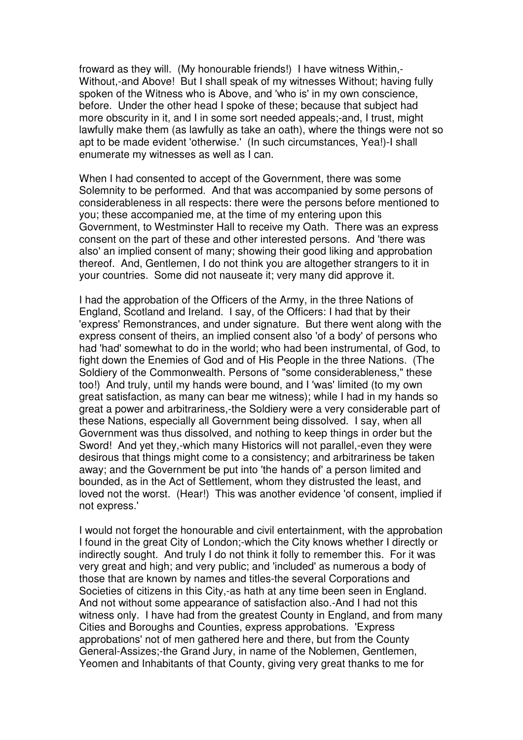froward as they will. (My honourable friends!) I have witness Within,-Without,-and Above! But I shall speak of my witnesses Without; having fully spoken of the Witness who is Above, and 'who is' in my own conscience, before. Under the other head I spoke of these; because that subject had more obscurity in it, and I in some sort needed appeals;-and, I trust, might lawfully make them (as lawfully as take an oath), where the things were not so apt to be made evident 'otherwise.' (In such circumstances, Yea!)-I shall enumerate my witnesses as well as I can.

When I had consented to accept of the Government, there was some Solemnity to be performed. And that was accompanied by some persons of considerableness in all respects: there were the persons before mentioned to you; these accompanied me, at the time of my entering upon this Government, to Westminster Hall to receive my Oath. There was an express consent on the part of these and other interested persons. And 'there was also' an implied consent of many; showing their good liking and approbation thereof. And, Gentlemen, I do not think you are altogether strangers to it in your countries. Some did not nauseate it; very many did approve it.

I had the approbation of the Officers of the Army, in the three Nations of England, Scotland and Ireland. I say, of the Officers: I had that by their 'express' Remonstrances, and under signature. But there went along with the express consent of theirs, an implied consent also 'of a body' of persons who had 'had' somewhat to do in the world; who had been instrumental, of God, to fight down the Enemies of God and of His People in the three Nations. (The Soldiery of the Commonwealth. Persons of "some considerableness," these too!) And truly, until my hands were bound, and I 'was' limited (to my own great satisfaction, as many can bear me witness); while I had in my hands so great a power and arbitrariness,-the Soldiery were a very considerable part of these Nations, especially all Government being dissolved. I say, when all Government was thus dissolved, and nothing to keep things in order but the Sword! And yet they,-which many Historics will not parallel,-even they were desirous that things might come to a consistency; and arbitrariness be taken away; and the Government be put into 'the hands of' a person limited and bounded, as in the Act of Settlement, whom they distrusted the least, and loved not the worst. (Hear!) This was another evidence 'of consent, implied if not express.'

I would not forget the honourable and civil entertainment, with the approbation I found in the great City of London;-which the City knows whether I directly or indirectly sought. And truly I do not think it folly to remember this. For it was very great and high; and very public; and 'included' as numerous a body of those that are known by names and titles-the several Corporations and Societies of citizens in this City,-as hath at any time been seen in England. And not without some appearance of satisfaction also.-And I had not this witness only. I have had from the greatest County in England, and from many Cities and Boroughs and Counties, express approbations. 'Express approbations' not of men gathered here and there, but from the County General-Assizes;-the Grand Jury, in name of the Noblemen, Gentlemen, Yeomen and Inhabitants of that County, giving very great thanks to me for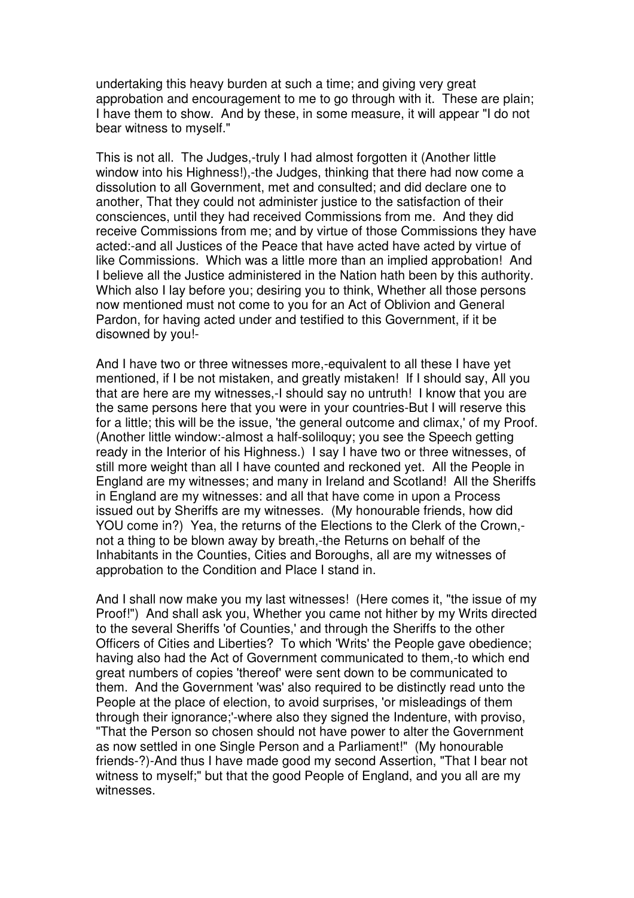undertaking this heavy burden at such a time; and giving very great approbation and encouragement to me to go through with it. These are plain; I have them to show. And by these, in some measure, it will appear "I do not bear witness to myself."

This is not all. The Judges,-truly I had almost forgotten it (Another little window into his Highness!),-the Judges, thinking that there had now come a dissolution to all Government, met and consulted; and did declare one to another, That they could not administer justice to the satisfaction of their consciences, until they had received Commissions from me. And they did receive Commissions from me; and by virtue of those Commissions they have acted:-and all Justices of the Peace that have acted have acted by virtue of like Commissions. Which was a little more than an implied approbation! And I believe all the Justice administered in the Nation hath been by this authority. Which also I lay before you; desiring you to think, Whether all those persons now mentioned must not come to you for an Act of Oblivion and General Pardon, for having acted under and testified to this Government, if it be disowned by you!-

And I have two or three witnesses more,-equivalent to all these I have yet mentioned, if I be not mistaken, and greatly mistaken! If I should say, All you that are here are my witnesses,-I should say no untruth! I know that you are the same persons here that you were in your countries-But I will reserve this for a little; this will be the issue, 'the general outcome and climax,' of my Proof. (Another little window:-almost a half-soliloquy; you see the Speech getting ready in the Interior of his Highness.) I say I have two or three witnesses, of still more weight than all I have counted and reckoned yet. All the People in England are my witnesses; and many in Ireland and Scotland! All the Sheriffs in England are my witnesses: and all that have come in upon a Process issued out by Sheriffs are my witnesses. (My honourable friends, how did YOU come in?) Yea, the returns of the Elections to the Clerk of the Crown,-not a thing to be blown away by breath,-the Returns on behalf of the Inhabitants in the Counties, Cities and Boroughs, all are my witnesses of approbation to the Condition and Place I stand in.

And I shall now make you my last witnesses! (Here comes it, "the issue of my Proof!") And shall ask you, Whether you came not hither by my Writs directed to the several Sheriffs 'of Counties,' and through the Sheriffs to the other Officers of Cities and Liberties? To which 'Writs' the People gave obedience; having also had the Act of Government communicated to them,-to which end great numbers of copies 'thereof' were sent down to be communicated to them. And the Government 'was' also required to be distinctly read unto the People at the place of election, to avoid surprises, 'or misleadings of them through their ignorance;'-where also they signed the Indenture, with proviso, "That the Person so chosen should not have power to alter the Government as now settled in one Single Person and a Parliament!" (My honourable friends-?)-And thus I have made good my second Assertion, "That I bear not witness to myself;" but that the good People of England, and you all are my witnesses.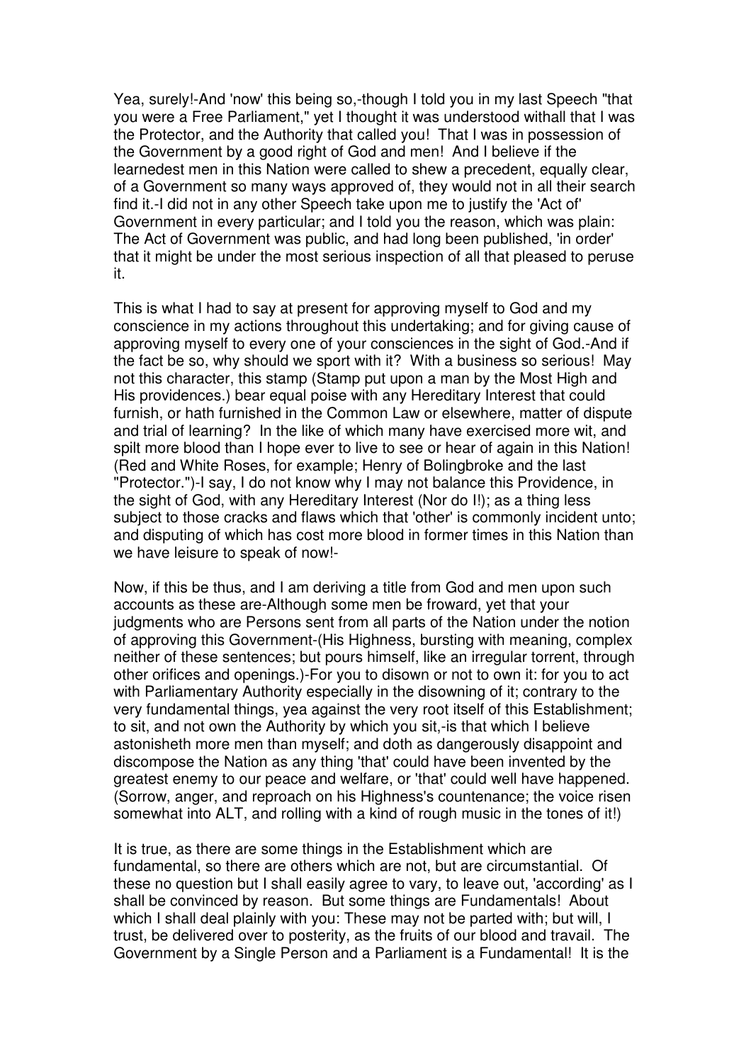Yea, surely!-And 'now' this being so,-though I told you in my last Speech "that you were a Free Parliament," yet I thought it was understood withall that I was the Protector, and the Authority that called you! That I was in possession of the Government by a good right of God and men! And I believe if the learnedest men in this Nation were called to shew a precedent, equally clear, of a Government so many ways approved of, they would not in all their search find it.-I did not in any other Speech take upon me to justify the 'Act of' Government in every particular; and I told you the reason, which was plain: The Act of Government was public, and had long been published, 'in order' that it might be under the most serious inspection of all that pleased to peruse it.

This is what I had to say at present for approving myself to God and my conscience in my actions throughout this undertaking; and for giving cause of approving myself to every one of your consciences in the sight of God.-And if the fact be so, why should we sport with it? With a business so serious! May not this character, this stamp (Stamp put upon a man by the Most High and His providences.) bear equal poise with any Hereditary Interest that could furnish, or hath furnished in the Common Law or elsewhere, matter of dispute and trial of learning? In the like of which many have exercised more wit, and spilt more blood than I hope ever to live to see or hear of again in this Nation! (Red and White Roses, for example; Henry of Bolingbroke and the last "Protector.")-I say, I do not know why I may not balance this Providence, in the sight of God, with any Hereditary Interest (Nor do I!); as a thing less subject to those cracks and flaws which that 'other' is commonly incident unto; and disputing of which has cost more blood in former times in this Nation than we have leisure to speak of now!-

Now, if this be thus, and I am deriving a title from God and men upon such accounts as these are-Although some men be froward, yet that your judgments who are Persons sent from all parts of the Nation under the notion of approving this Government-(His Highness, bursting with meaning, complex neither of these sentences; but pours himself, like an irregular torrent, through other orifices and openings.)-For you to disown or not to own it: for you to act with Parliamentary Authority especially in the disowning of it; contrary to the very fundamental things, yea against the very root itself of this Establishment; to sit, and not own the Authority by which you sit,-is that which I believe astonisheth more men than myself; and doth as dangerously disappoint and discompose the Nation as any thing 'that' could have been invented by the greatest enemy to our peace and welfare, or 'that' could well have happened. (Sorrow, anger, and reproach on his Highness's countenance; the voice risen somewhat into ALT, and rolling with a kind of rough music in the tones of it!)

It is true, as there are some things in the Establishment which are fundamental, so there are others which are not, but are circumstantial. Of these no question but I shall easily agree to vary, to leave out, 'according' as I shall be convinced by reason. But some things are Fundamentals! About which I shall deal plainly with you: These may not be parted with; but will, I trust, be delivered over to posterity, as the fruits of our blood and travail. The Government by a Single Person and a Parliament is a Fundamental! It is the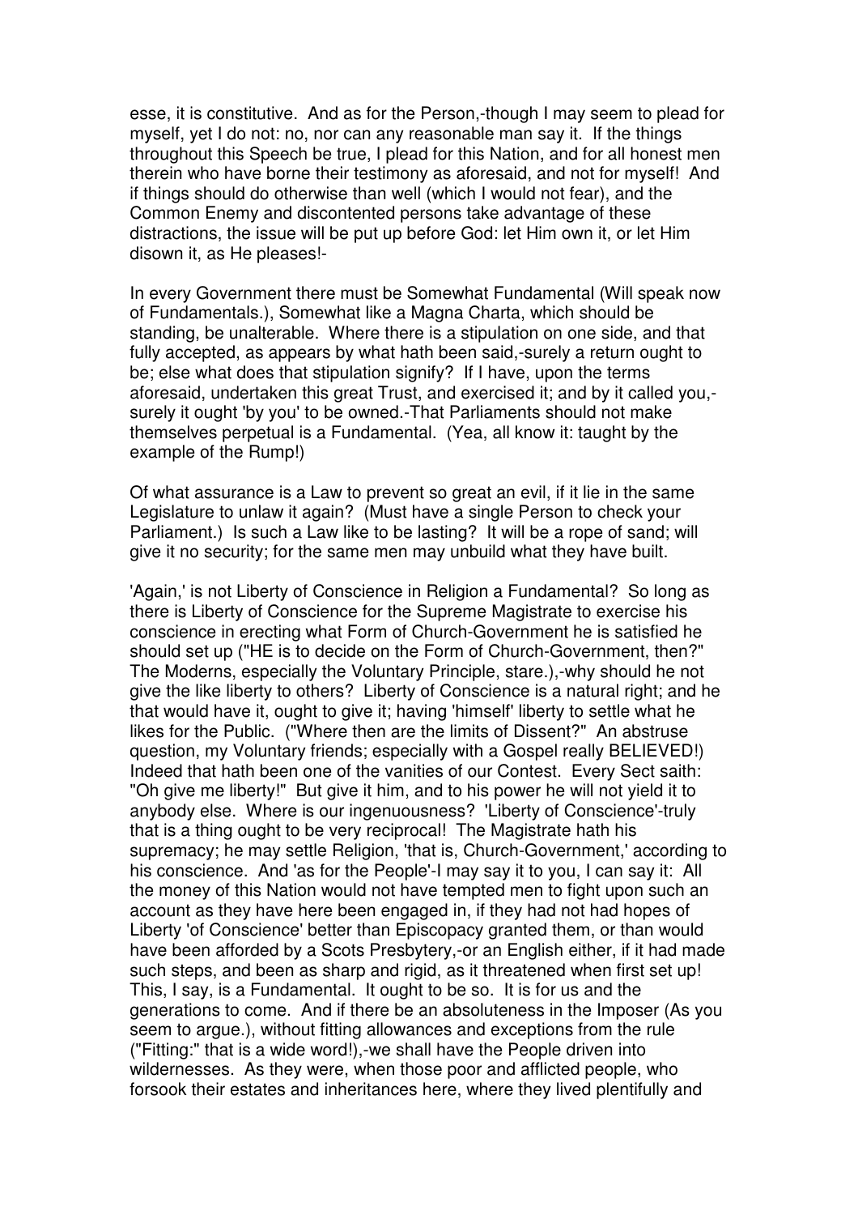esse, it is constitutive. And as for the Person,-though I may seem to plead for myself, yet I do not: no, nor can any reasonable man say it. If the things throughout this Speech be true, I plead for this Nation, and for all honest men therein who have borne their testimony as aforesaid, and not for myself! And if things should do otherwise than well (which I would not fear), and the Common Enemy and discontented persons take advantage of these distractions, the issue will be put up before God: let Him own it, or let Him disown it, as He pleases!-

In every Government there must be Somewhat Fundamental (Will speak now of Fundamentals.), Somewhat like a Magna Charta, which should be standing, be unalterable. Where there is a stipulation on one side, and that fully accepted, as appears by what hath been said,-surely a return ought to be; else what does that stipulation signify? If I have, upon the terms aforesaid, undertaken this great Trust, and exercised it; and by it called you,-surely it ought 'by you' to be owned.-That Parliaments should not make themselves perpetual is a Fundamental. (Yea, all know it: taught by the example of the Rump!)

Of what assurance is a Law to prevent so great an evil, if it lie in the same Legislature to unlaw it again? (Must have a single Person to check your Parliament.) Is such a Law like to be lasting? It will be a rope of sand; will give it no security; for the same men may unbuild what they have built.

'Again,' is not Liberty of Conscience in Religion a Fundamental? So long as there is Liberty of Conscience for the Supreme Magistrate to exercise his conscience in erecting what Form of Church-Government he is satisfied he should set up ("HE is to decide on the Form of Church-Government, then?" The Moderns, especially the Voluntary Principle, stare.),-why should he not give the like liberty to others? Liberty of Conscience is a natural right; and he that would have it, ought to give it; having 'himself' liberty to settle what he likes for the Public. ("Where then are the limits of Dissent?" An abstruse question, my Voluntary friends; especially with a Gospel really BELIEVED!) Indeed that hath been one of the vanities of our Contest. Every Sect saith: "Oh give me liberty!" But give it him, and to his power he will not yield it to anybody else. Where is our ingenuousness? 'Liberty of Conscience'-truly that is a thing ought to be very reciprocal! The Magistrate hath his supremacy; he may settle Religion, 'that is, Church-Government,' according to his conscience. And 'as for the People'-I may say it to you, I can say it: All the money of this Nation would not have tempted men to fight upon such an account as they have here been engaged in, if they had not had hopes of Liberty 'of Conscience' better than Episcopacy granted them, or than would have been afforded by a Scots Presbytery,-or an English either, if it had made such steps, and been as sharp and rigid, as it threatened when first set up! This, I say, is a Fundamental. It ought to be so. It is for us and the generations to come. And if there be an absoluteness in the Imposer (As you seem to argue.), without fitting allowances and exceptions from the rule ("Fitting:" that is a wide word!),-we shall have the People driven into wildernesses. As they were, when those poor and afflicted people, who forsook their estates and inheritances here, where they lived plentifully and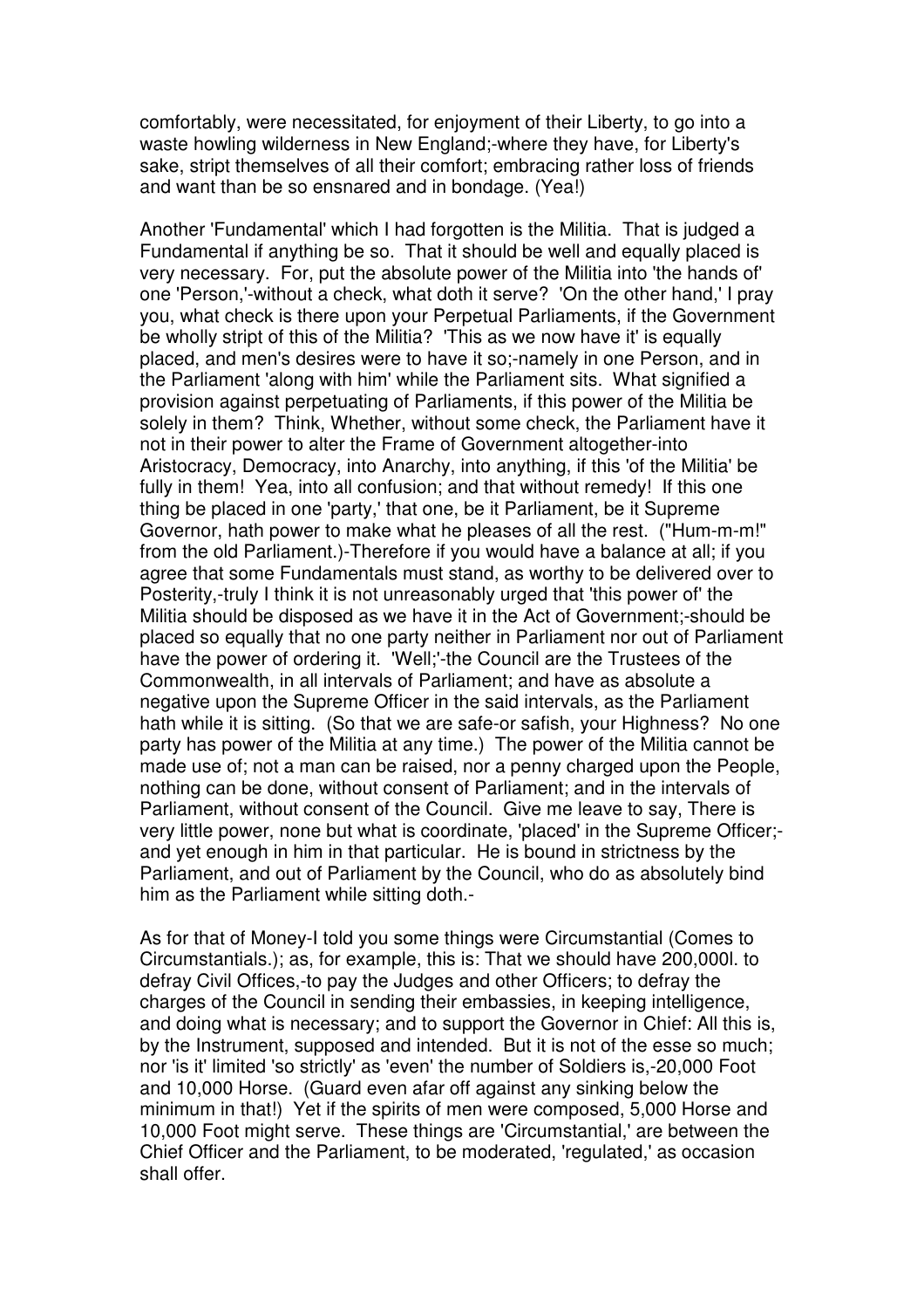comfortably, were necessitated, for enjoyment of their Liberty, to go into a waste howling wilderness in New England;-where they have, for Liberty's sake, stript themselves of all their comfort; embracing rather loss of friends and want than be so ensnared and in bondage. (Yea!)

Another 'Fundamental' which I had forgotten is the Militia. That is judged a Fundamental if anything be so. That it should be well and equally placed is very necessary. For, put the absolute power of the Militia into 'the hands of' one 'Person,'-without a check, what doth it serve? 'On the other hand,' I pray you, what check is there upon your Perpetual Parliaments, if the Government be wholly stript of this of the Militia? 'This as we now have it' is equally placed, and men's desires were to have it so;-namely in one Person, and in the Parliament 'along with him' while the Parliament sits. What signified a provision against perpetuating of Parliaments, if this power of the Militia be solely in them? Think, Whether, without some check, the Parliament have it not in their power to alter the Frame of Government altogether-into Aristocracy, Democracy, into Anarchy, into anything, if this 'of the Militia' be fully in them! Yea, into all confusion; and that without remedy! If this one thing be placed in one 'party,' that one, be it Parliament, be it Supreme Governor, hath power to make what he pleases of all the rest. ("Hum-m-m!" from the old Parliament.)-Therefore if you would have a balance at all; if you agree that some Fundamentals must stand, as worthy to be delivered over to Posterity,-truly I think it is not unreasonably urged that 'this power of' the Militia should be disposed as we have it in the Act of Government;-should be placed so equally that no one party neither in Parliament nor out of Parliament have the power of ordering it. 'Well;'-the Council are the Trustees of the Commonwealth, in all intervals of Parliament; and have as absolute a negative upon the Supreme Officer in the said intervals, as the Parliament hath while it is sitting. (So that we are safe-or safish, your Highness? No one party has power of the Militia at any time.) The power of the Militia cannot be made use of; not a man can be raised, nor a penny charged upon the People, nothing can be done, without consent of Parliament; and in the intervals of Parliament, without consent of the Council. Give me leave to say, There is very little power, none but what is coordinate, 'placed' in the Supreme Officer;-and yet enough in him in that particular. He is bound in strictness by the Parliament, and out of Parliament by the Council, who do as absolutely bind him as the Parliament while sitting doth.-

As for that of Money-I told you some things were Circumstantial (Comes to Circumstantials.); as, for example, this is: That we should have 200,000l. to defray Civil Offices,-to pay the Judges and other Officers; to defray the charges of the Council in sending their embassies, in keeping intelligence, and doing what is necessary; and to support the Governor in Chief: All this is, by the Instrument, supposed and intended. But it is not of the esse so much; nor 'is it' limited 'so strictly' as 'even' the number of Soldiers is,-20,000 Foot and 10,000 Horse. (Guard even afar off against any sinking below the minimum in that!) Yet if the spirits of men were composed, 5,000 Horse and 10,000 Foot might serve. These things are 'Circumstantial,' are between the Chief Officer and the Parliament, to be moderated, 'regulated,' as occasion shall offer.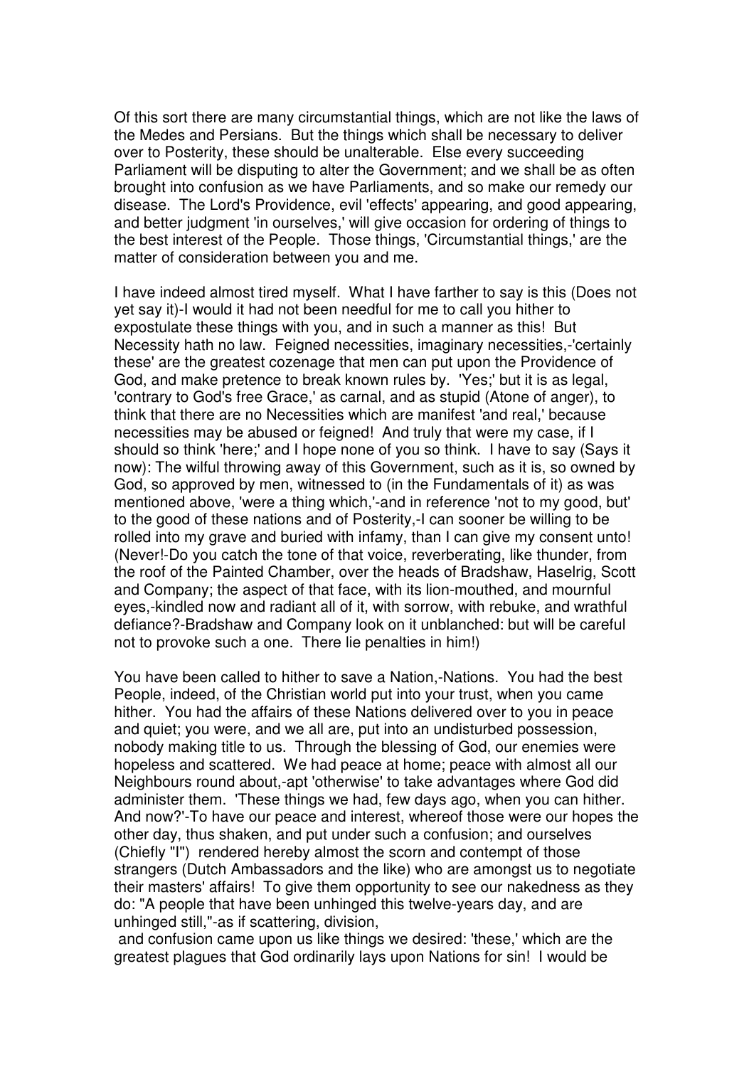Of this sort there are many circumstantial things, which are not like the laws of the Medes and Persians. But the things which shall be necessary to deliver over to Posterity, these should be unalterable. Else every succeeding Parliament will be disputing to alter the Government; and we shall be as often brought into confusion as we have Parliaments, and so make our remedy our disease. The Lord's Providence, evil 'effects' appearing, and good appearing, and better judgment 'in ourselves,' will give occasion for ordering of things to the best interest of the People. Those things, 'Circumstantial things,' are the matter of consideration between you and me.

I have indeed almost tired myself. What I have farther to say is this (Does not yet say it)-I would it had not been needful for me to call you hither to expostulate these things with you, and in such a manner as this! But Necessity hath no law. Feigned necessities, imaginary necessities,-'certainly these' are the greatest cozenage that men can put upon the Providence of God, and make pretence to break known rules by. 'Yes;' but it is as legal, 'contrary to God's free Grace,' as carnal, and as stupid (Atone of anger), to think that there are no Necessities which are manifest 'and real,' because necessities may be abused or feigned! And truly that were my case, if I should so think 'here;' and I hope none of you so think. I have to say (Says it now): The wilful throwing away of this Government, such as it is, so owned by God, so approved by men, witnessed to (in the Fundamentals of it) as was mentioned above, 'were a thing which,'-and in reference 'not to my good, but' to the good of these nations and of Posterity,-I can sooner be willing to be rolled into my grave and buried with infamy, than I can give my consent unto! (Never!-Do you catch the tone of that voice, reverberating, like thunder, from the roof of the Painted Chamber, over the heads of Bradshaw, Haselrig, Scott and Company; the aspect of that face, with its lion-mouthed, and mournful eyes,-kindled now and radiant all of it, with sorrow, with rebuke, and wrathful defiance?-Bradshaw and Company look on it unblanched: but will be careful not to provoke such a one. There lie penalties in him!)

You have been called to hither to save a Nation,-Nations. You had the best People, indeed, of the Christian world put into your trust, when you came hither. You had the affairs of these Nations delivered over to you in peace and quiet; you were, and we all are, put into an undisturbed possession, nobody making title to us. Through the blessing of God, our enemies were hopeless and scattered. We had peace at home; peace with almost all our Neighbours round about,-apt 'otherwise' to take advantages where God did administer them. 'These things we had, few days ago, when you can hither. And now?'-To have our peace and interest, whereof those were our hopes the other day, thus shaken, and put under such a confusion; and ourselves (Chiefly "I") rendered hereby almost the scorn and contempt of those strangers (Dutch Ambassadors and the like) who are amongst us to negotiate their masters' affairs! To give them opportunity to see our nakedness as they do: "A people that have been unhinged this twelve-years day, and are unhinged still,"-as if scattering, division, and confusion came upon us like things we desired: 'these,' which are the greatest plagues that God ordinarily lays upon Nations for sin! I would be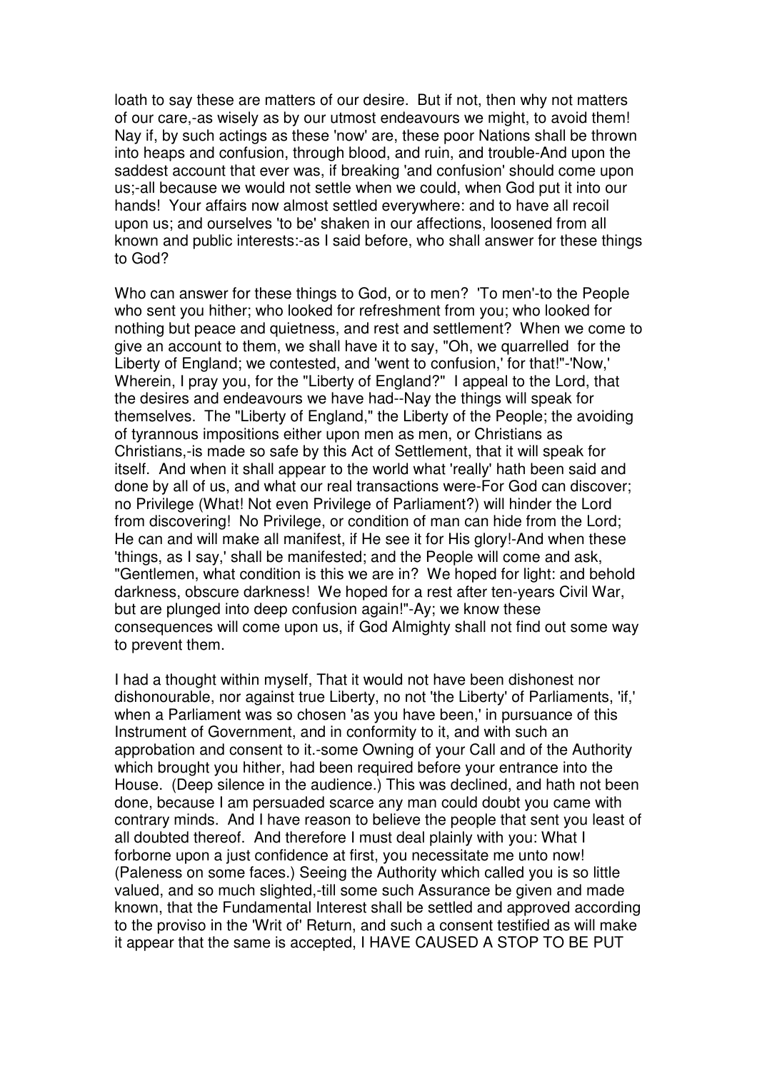loath to say these are matters of our desire. But if not, then why not matters of our care,-as wisely as by our utmost endeavours we might, to avoid them! Nay if, by such actings as these 'now' are, these poor Nations shall be thrown into heaps and confusion, through blood, and ruin, and trouble-And upon the saddest account that ever was, if breaking 'and confusion' should come upon us;-all because we would not settle when we could, when God put it into our hands! Your affairs now almost settled everywhere: and to have all recoil upon us; and ourselves 'to be' shaken in our affections, loosened from all known and public interests:-as I said before, who shall answer for these things to God?

Who can answer for these things to God, or to men? 'To men'-to the People who sent you hither; who looked for refreshment from you; who looked for nothing but peace and quietness, and rest and settlement? When we come to give an account to them, we shall have it to say, "Oh, we quarrelled for the Liberty of England; we contested, and 'went to confusion,' for that!"-'Now,' Wherein, I pray you, for the "Liberty of England?" I appeal to the Lord, that the desires and endeavours we have had--Nay the things will speak for themselves. The "Liberty of England," the Liberty of the People; the avoiding of tyrannous impositions either upon men as men, or Christians as Christians,-is made so safe by this Act of Settlement, that it will speak for itself. And when it shall appear to the world what 'really' hath been said and done by all of us, and what our real transactions were-For God can discover; no Privilege (What! Not even Privilege of Parliament?) will hinder the Lord from discovering! No Privilege, or condition of man can hide from the Lord; He can and will make all manifest, if He see it for His glory!-And when these 'things, as I say,' shall be manifested; and the People will come and ask, "Gentlemen, what condition is this we are in? We hoped for light: and behold darkness, obscure darkness! We hoped for a rest after ten-years Civil War, but are plunged into deep confusion again!"-Ay; we know these consequences will come upon us, if God Almighty shall not find out some way to prevent them.

I had a thought within myself, That it would not have been dishonest nor dishonourable, nor against true Liberty, no not 'the Liberty' of Parliaments, 'if,' when a Parliament was so chosen 'as you have been,' in pursuance of this Instrument of Government, and in conformity to it, and with such an approbation and consent to it.-some Owning of your Call and of the Authority which brought you hither, had been required before your entrance into the House. (Deep silence in the audience.) This was declined, and hath not been done, because I am persuaded scarce any man could doubt you came with contrary minds. And I have reason to believe the people that sent you least of all doubted thereof. And therefore I must deal plainly with you: What I forborne upon a just confidence at first, you necessitate me unto now! (Paleness on some faces.) Seeing the Authority which called you is so little valued, and so much slighted,-till some such Assurance be given and made known, that the Fundamental Interest shall be settled and approved according to the proviso in the 'Writ of' Return, and such a consent testified as will make it appear that the same is accepted, I HAVE CAUSED A STOP TO BE PUT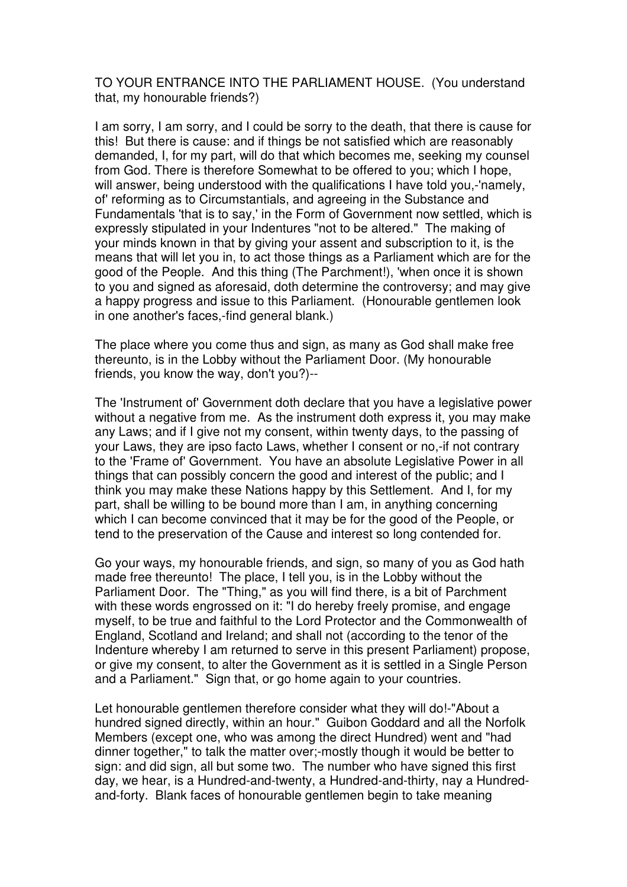TO YOUR ENTRANCE INTO THE PARLIAMENT HOUSE. (You understand that, my honourable friends?)

I am sorry, I am sorry, and I could be sorry to the death, that there is cause for this! But there is cause: and if things be not satisfied which are reasonably demanded, I, for my part, will do that which becomes me, seeking my counsel from God. There is therefore Somewhat to be offered to you; which I hope, will answer, being understood with the qualifications I have told you,-'namely, of' reforming as to Circumstantials, and agreeing in the Substance and Fundamentals 'that is to say,' in the Form of Government now settled, which is expressly stipulated in your Indentures "not to be altered." The making of your minds known in that by giving your assent and subscription to it, is the means that will let you in, to act those things as a Parliament which are for the good of the People. And this thing (The Parchment!), 'when once it is shown to you and signed as aforesaid, doth determine the controversy; and may give a happy progress and issue to this Parliament. (Honourable gentlemen look in one another's faces,-find general blank.)

The place where you come thus and sign, as many as God shall make free thereunto, is in the Lobby without the Parliament Door. (My honourable friends, you know the way, don't you?)--

The 'Instrument of' Government doth declare that you have a legislative power without a negative from me. As the instrument doth express it, you may make any Laws; and if I give not my consent, within twenty days, to the passing of your Laws, they are ipso facto Laws, whether I consent or no,-if not contrary to the 'Frame of' Government. You have an absolute Legislative Power in all things that can possibly concern the good and interest of the public; and I think you may make these Nations happy by this Settlement. And I, for my part, shall be willing to be bound more than I am, in anything concerning which I can become convinced that it may be for the good of the People, or tend to the preservation of the Cause and interest so long contended for.

Go your ways, my honourable friends, and sign, so many of you as God hath made free thereunto! The place, I tell you, is in the Lobby without the Parliament Door. The "Thing," as you will find there, is a bit of Parchment with these words engrossed on it: "I do hereby freely promise, and engage myself, to be true and faithful to the Lord Protector and the Commonwealth of England, Scotland and Ireland; and shall not (according to the tenor of the Indenture whereby I am returned to serve in this present Parliament) propose, or give my consent, to alter the Government as it is settled in a Single Person and a Parliament." Sign that, or go home again to your countries.

Let honourable gentlemen therefore consider what they will do!-"About a hundred signed directly, within an hour." Guibon Goddard and all the Norfolk Members (except one, who was among the direct Hundred) went and "had dinner together," to talk the matter over;-mostly though it would be better to sign: and did sign, all but some two. The number who have signed this first day, we hear, is a Hundred-and-twenty, a Hundred-and-thirty, nay a Hundred-and-forty. Blank faces of honourable gentlemen begin to take meaning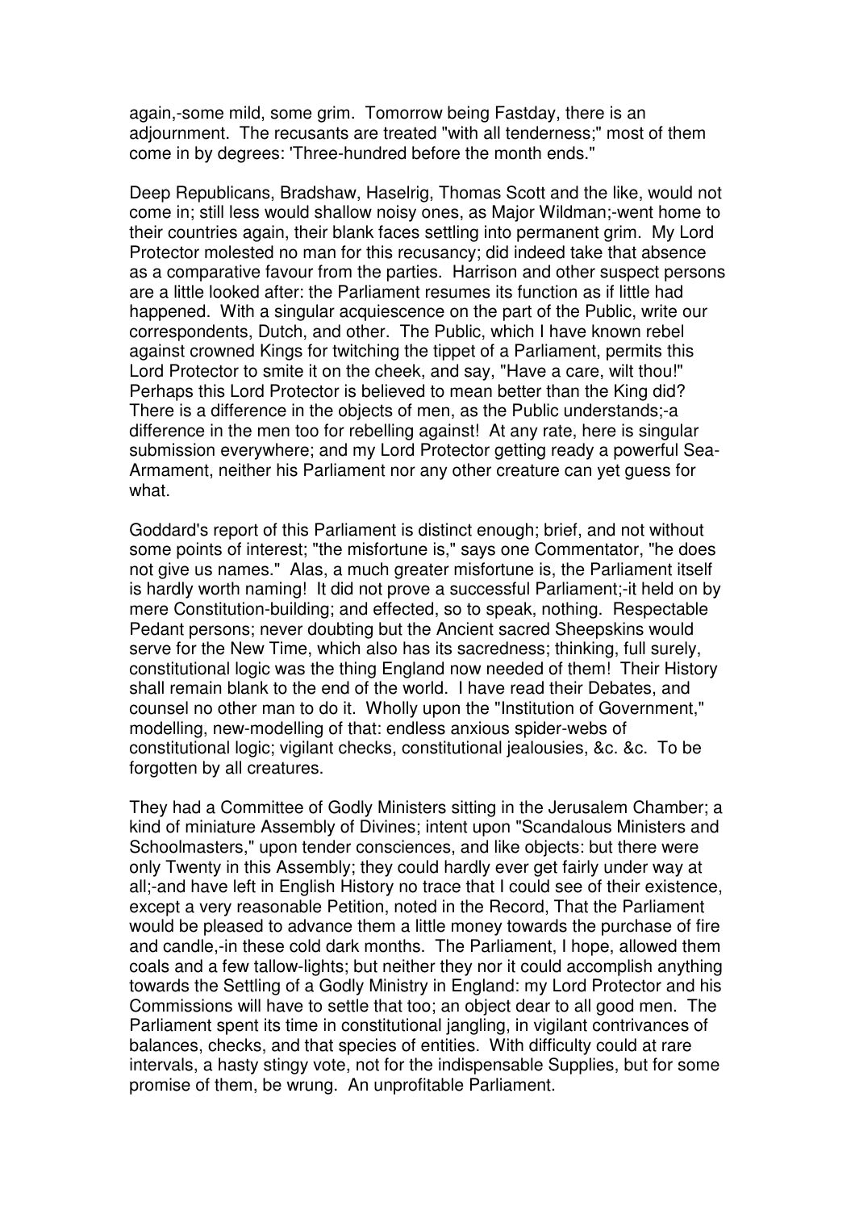again,-some mild, some grim. Tomorrow being Fastday, there is an adjournment. The recusants are treated "with all tenderness;" most of them come in by degrees: 'Three-hundred before the month ends."

Deep Republicans, Bradshaw, Haselrig, Thomas Scott and the like, would not come in; still less would shallow noisy ones, as Major Wildman;-went home to their countries again, their blank faces settling into permanent grim. My Lord Protector molested no man for this recusancy; did indeed take that absence as a comparative favour from the parties. Harrison and other suspect persons are a little looked after: the Parliament resumes its function as if little had happened. With a singular acquiescence on the part of the Public, write our correspondents, Dutch, and other. The Public, which I have known rebel against crowned Kings for twitching the tippet of a Parliament, permits this Lord Protector to smite it on the cheek, and say, "Have a care, wilt thou!" Perhaps this Lord Protector is believed to mean better than the King did? There is a difference in the objects of men, as the Public understands;-a difference in the men too for rebelling against! At any rate, here is singular submission everywhere; and my Lord Protector getting ready a powerful Sea-Armament, neither his Parliament nor any other creature can yet guess for what.

Goddard's report of this Parliament is distinct enough; brief, and not without some points of interest; "the misfortune is," says one Commentator, "he does not give us names." Alas, a much greater misfortune is, the Parliament itself is hardly worth naming! It did not prove a successful Parliament;-it held on by mere Constitution-building; and effected, so to speak, nothing. Respectable Pedant persons; never doubting but the Ancient sacred Sheepskins would serve for the New Time, which also has its sacredness; thinking, full surely, constitutional logic was the thing England now needed of them! Their History shall remain blank to the end of the world. I have read their Debates, and counsel no other man to do it. Wholly upon the "Institution of Government," modelling, new-modelling of that: endless anxious spider-webs of constitutional logic; vigilant checks, constitutional jealousies, &c. &c. To be forgotten by all creatures.

They had a Committee of Godly Ministers sitting in the Jerusalem Chamber; a kind of miniature Assembly of Divines; intent upon "Scandalous Ministers and Schoolmasters," upon tender consciences, and like objects: but there were only Twenty in this Assembly; they could hardly ever get fairly under way at all;-and have left in English History no trace that I could see of their existence, except a very reasonable Petition, noted in the Record, That the Parliament would be pleased to advance them a little money towards the purchase of fire and candle,-in these cold dark months. The Parliament, I hope, allowed them coals and a few tallow-lights; but neither they nor it could accomplish anything towards the Settling of a Godly Ministry in England: my Lord Protector and his Commissions will have to settle that too; an object dear to all good men. The Parliament spent its time in constitutional jangling, in vigilant contrivances of balances, checks, and that species of entities. With difficulty could at rare intervals, a hasty stingy vote, not for the indispensable Supplies, but for some promise of them, be wrung. An unprofitable Parliament.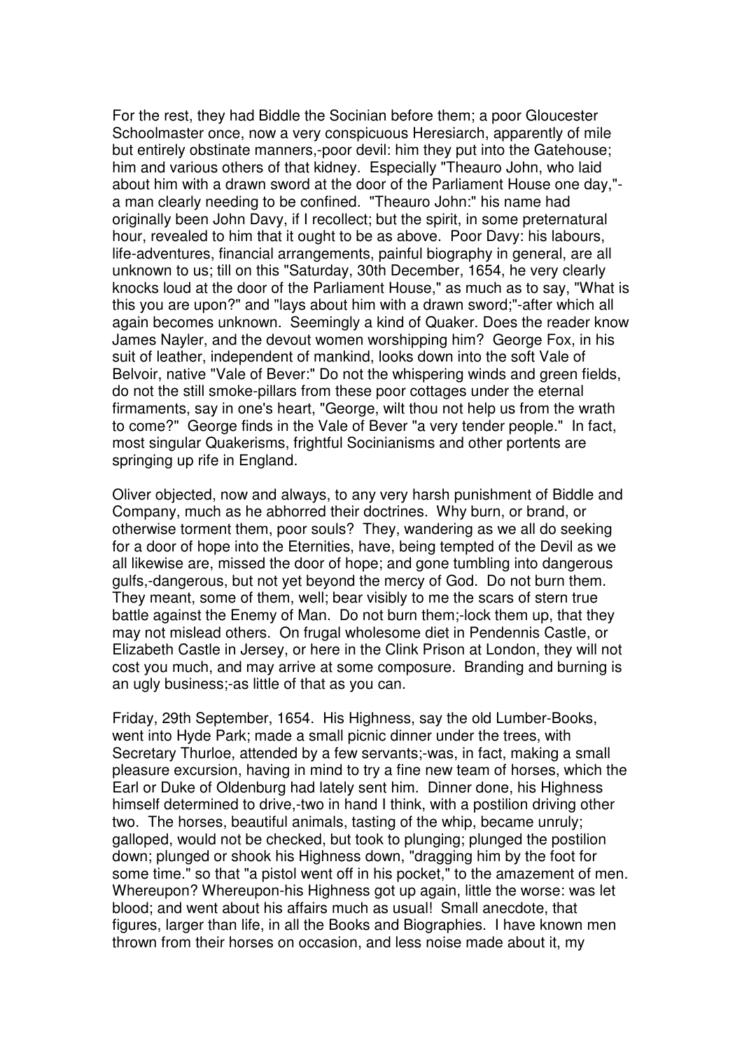For the rest, they had Biddle the Socinian before them; a poor Gloucester Schoolmaster once, now a very conspicuous Heresiarch, apparently of mile but entirely obstinate manners,-poor devil: him they put into the Gatehouse; him and various others of that kidney. Especially "Theauro John, who laid about him with a drawn sword at the door of the Parliament House one day,"-a man clearly needing to be confined. "Theauro John:" his name had originally been John Davy, if I recollect; but the spirit, in some preternatural hour, revealed to him that it ought to be as above. Poor Davy: his labours, life-adventures, financial arrangements, painful biography in general, are all unknown to us; till on this "Saturday, 30th December, 1654, he very clearly knocks loud at the door of the Parliament House," as much as to say, "What is this you are upon?" and "lays about him with a drawn sword;"-after which all again becomes unknown. Seemingly a kind of Quaker. Does the reader know James Nayler, and the devout women worshipping him? George Fox, in his suit of leather, independent of mankind, looks down into the soft Vale of Belvoir, native "Vale of Bever:" Do not the whispering winds and green fields, do not the still smoke-pillars from these poor cottages under the eternal firmaments, say in one's heart, "George, wilt thou not help us from the wrath to come?" George finds in the Vale of Bever "a very tender people." In fact, most singular Quakerisms, frightful Socinianisms and other portents are springing up rife in England.

Oliver objected, now and always, to any very harsh punishment of Biddle and Company, much as he abhorred their doctrines. Why burn, or brand, or otherwise torment them, poor souls? They, wandering as we all do seeking for a door of hope into the Eternities, have, being tempted of the Devil as we all likewise are, missed the door of hope; and gone tumbling into dangerous gulfs,-dangerous, but not yet beyond the mercy of God. Do not burn them. They meant, some of them, well; bear visibly to me the scars of stern true battle against the Enemy of Man. Do not burn them;-lock them up, that they may not mislead others. On frugal wholesome diet in Pendennis Castle, or Elizabeth Castle in Jersey, or here in the Clink Prison at London, they will not cost you much, and may arrive at some composure. Branding and burning is an ugly business;-as little of that as you can.

Friday, 29th September, 1654. His Highness, say the old Lumber-Books, went into Hyde Park; made a small picnic dinner under the trees, with Secretary Thurloe, attended by a few servants;-was, in fact, making a small pleasure excursion, having in mind to try a fine new team of horses, which the Earl or Duke of Oldenburg had lately sent him. Dinner done, his Highness himself determined to drive,-two in hand I think, with a postilion driving other two. The horses, beautiful animals, tasting of the whip, became unruly; galloped, would not be checked, but took to plunging; plunged the postilion down; plunged or shook his Highness down, "dragging him by the foot for some time." so that "a pistol went off in his pocket," to the amazement of men. Whereupon? Whereupon-his Highness got up again, little the worse: was let blood; and went about his affairs much as usual! Small anecdote, that figures, larger than life, in all the Books and Biographies. I have known men thrown from their horses on occasion, and less noise made about it, my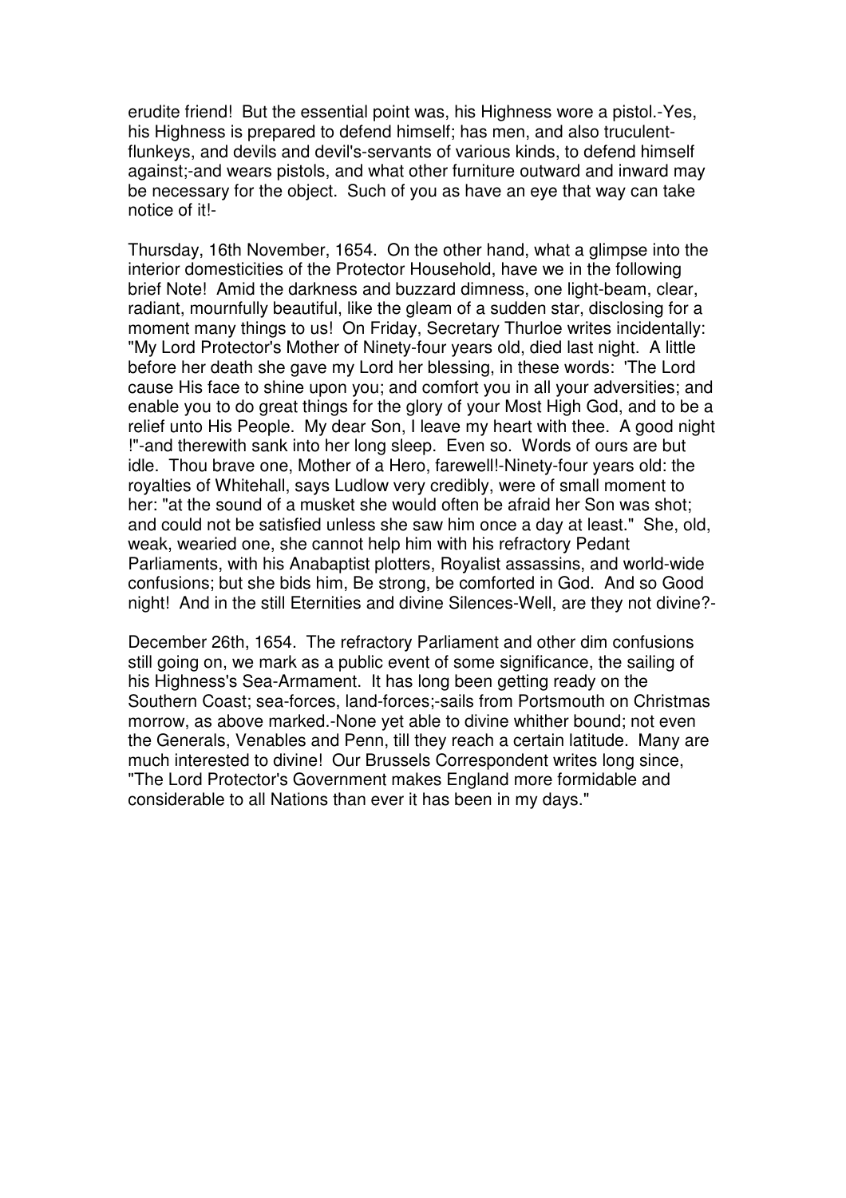erudite friend! But the essential point was, his Highness wore a pistol.-Yes, his Highness is prepared to defend himself; has men, and also truculent-flunkeys, and devils and devil's-servants of various kinds, to defend himself against;-and wears pistols, and what other furniture outward and inward may be necessary for the object. Such of you as have an eye that way can take notice of it!-

Thursday, 16th November, 1654. On the other hand, what a glimpse into the interior domesticities of the Protector Household, have we in the following brief Note! Amid the darkness and buzzard dimness, one light-beam, clear, radiant, mournfully beautiful, like the gleam of a sudden star, disclosing for a moment many things to us! On Friday, Secretary Thurloe writes incidentally: "My Lord Protector's Mother of Ninety-four years old, died last night. A little before her death she gave my Lord her blessing, in these words: 'The Lord cause His face to shine upon you; and comfort you in all your adversities; and enable you to do great things for the glory of your Most High God, and to be a relief unto His People. My dear Son, I leave my heart with thee. A good night !"-and therewith sank into her long sleep. Even so. Words of ours are but idle. Thou brave one, Mother of a Hero, farewell!-Ninety-four years old: the royalties of Whitehall, says Ludlow very credibly, were of small moment to her: "at the sound of a musket she would often be afraid her Son was shot; and could not be satisfied unless she saw him once a day at least." She, old, weak, wearied one, she cannot help him with his refractory Pedant Parliaments, with his Anabaptist plotters, Royalist assassins, and world-wide confusions; but she bids him, Be strong, be comforted in God. And so Good night! And in the still Eternities and divine Silences-Well, are they not divine?-

December 26th, 1654. The refractory Parliament and other dim confusions still going on, we mark as a public event of some significance, the sailing of his Highness's Sea-Armament. It has long been getting ready on the Southern Coast; sea-forces, land-forces;-sails from Portsmouth on Christmas morrow, as above marked.-None yet able to divine whither bound; not even the Generals, Venables and Penn, till they reach a certain latitude. Many are much interested to divine! Our Brussels Correspondent writes long since, "The Lord Protector's Government makes England more formidable and considerable to all Nations than ever it has been in my days."